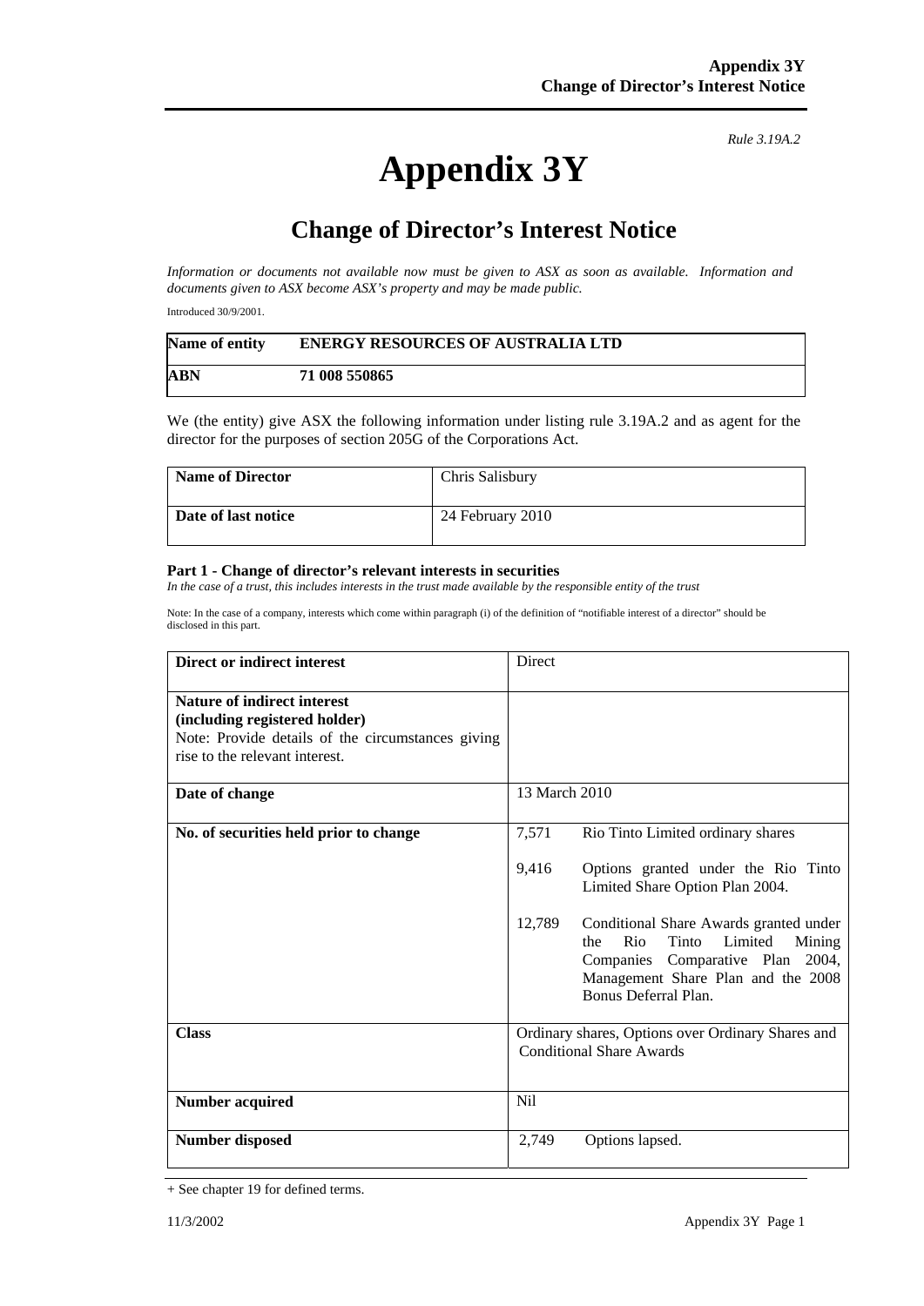*Rule 3.19A.2*

# Appendix 3Y

## Change of Director's Interest Notice

*Information or documents not available now must be given to ASX as soon as available. Information and documents given to ASX become ASX's property and may be made public.*

Introduced 30/9/2001.

| Name of entity | ENERGY RESOURCES OF AUSTRALIA LTD |
|---|---|
| **ABN** | **71 008 550865** |

We (the entity) give ASX the following information under listing rule 3.19A.2 and as agent for the director for the purposes of section 205G of the Corporations Act.

| Name of Director | Chris Salisbury |
|---|---|
| **Date of last notice** | 24 February 2010 |

**Part 1 - Change of director's relevant interests in securities**

*In the case of a trust, this includes interests in the trust made available by the responsible entity of the trust*

Note: In the case of a company, interests which come within paragraph (i) of the definition of "notifiable interest of a director" should be disclosed in this part.

| Direct or indirect interest | Direct |
|---|---|
| **Nature of indirect interest (including registered holder)** Note: Provide details of the circumstances giving rise to the relevant interest. | |
| **Date of change** | 13 March 2010 |
| **No. of securities held prior to change** | 7,571 Rio Tinto Limited ordinary shares<br><br>9,416 Options granted under the Rio Tinto Limited Share Option Plan 2004.<br><br>12,789 Conditional Share Awards granted under the Rio Tinto Limited Mining Companies Comparative Plan 2004, Management Share Plan and the 2008 Bonus Deferral Plan. |
| **Class** | Ordinary shares, Options over Ordinary Shares and Conditional Share Awards |
| **Number acquired** | Nil |
| **Number disposed** | 2,749 Options lapsed. |

+ See chapter 19 for defined terms.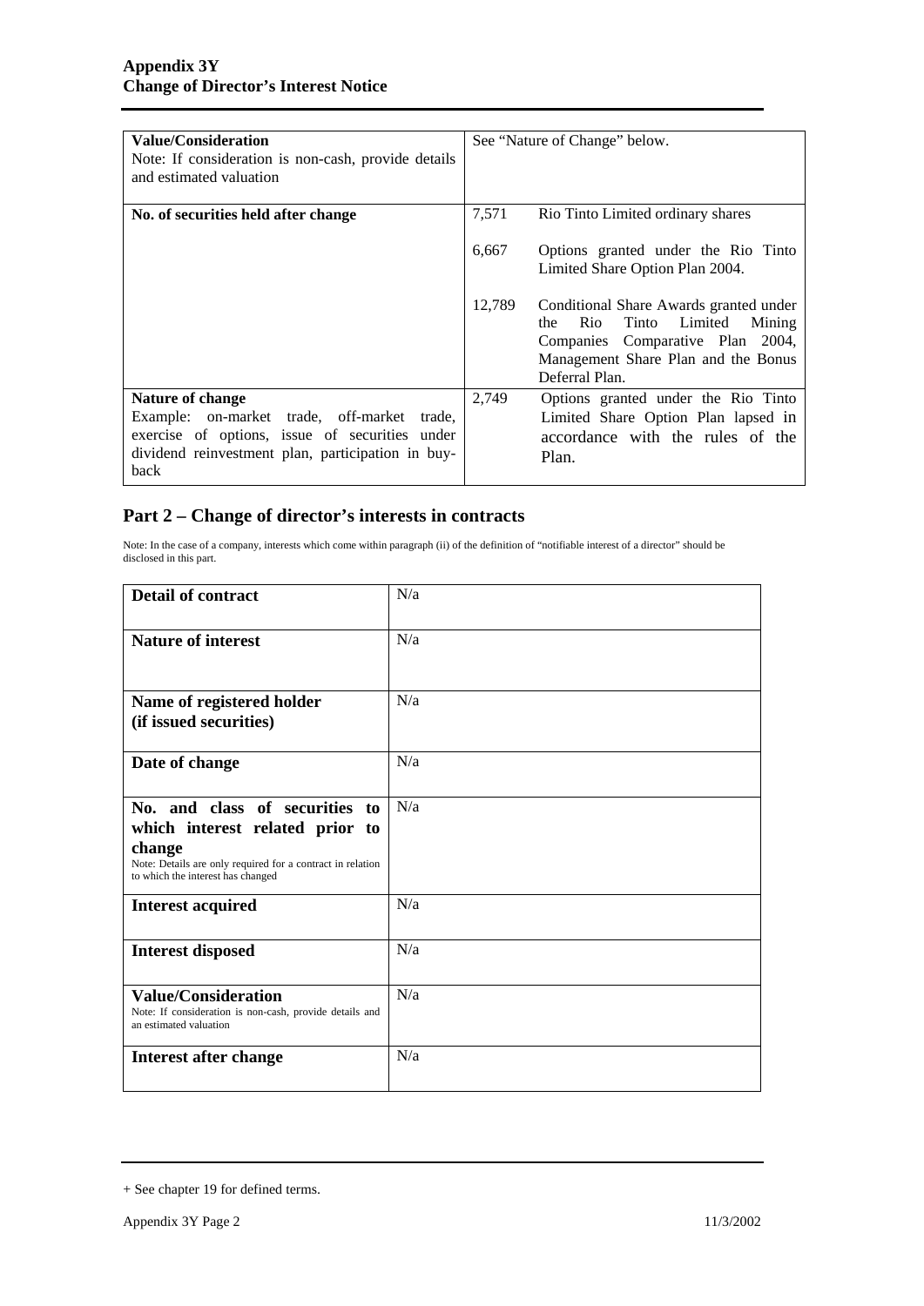| | |
|---|---|
| **Value/Consideration**<br>Note: If consideration is non-cash, provide details and estimated valuation | See "Nature of Change" below. |
| **No. of securities held after change** | 7,571 Rio Tinto Limited ordinary shares<br><br>6,667 Options granted under the Rio Tinto Limited Share Option Plan 2004.<br><br>12,789 Conditional Share Awards granted under the Rio Tinto Limited Mining Companies Comparative Plan 2004, Management Share Plan and the Bonus Deferral Plan. |
| **Nature of change**<br>Example: on-market trade, off-market trade, exercise of options, issue of securities under dividend reinvestment plan, participation in buy-back | 2,749 Options granted under the Rio Tinto Limited Share Option Plan lapsed in accordance with the rules of the Plan. |

## Part 2 – Change of director's interests in contracts

Note: In the case of a company, interests which come within paragraph (ii) of the definition of "notifiable interest of a director" should be disclosed in this part.

| | |
|---|---|
| **Detail of contract** | N/a |
| **Nature of interest** | N/a |
| **Name of registered holder (if issued securities)** | N/a |
| **Date of change** | N/a |
| **No. and class of securities to which interest related prior to change**<br>Note: Details are only required for a contract in relation to which the interest has changed | N/a |
| **Interest acquired** | N/a |
| **Interest disposed** | N/a |
| **Value/Consideration**<br>Note: If consideration is non-cash, provide details and an estimated valuation | N/a |
| **Interest after change** | N/a |

+ See chapter 19 for defined terms.